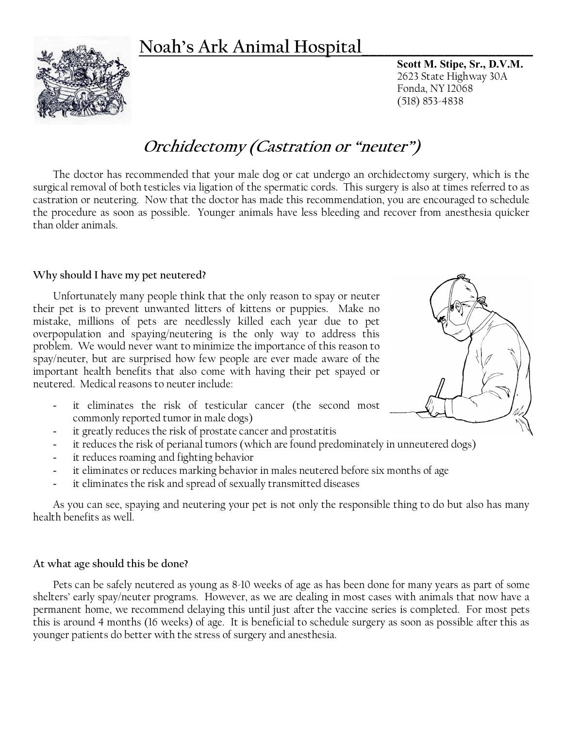# Noah's Ark Animal Hospital

**Scott M. Stipe, Sr., D.V.M.**
2623 State Highway 30A
Fonda, NY 12068
(518) 853-4838

## *Orchidectomy (Castration or "neuter")*

The doctor has recommended that your male dog or cat undergo an orchidectomy surgery, which is the surgical removal of both testicles via ligation of the spermatic cords. This surgery is also at times referred to as castration or neutering. Now that the doctor has made this recommendation, you are encouraged to schedule the procedure as soon as possible. Younger animals have less bleeding and recover from anesthesia quicker than older animals.

### Why should I have my pet neutered?

Unfortunately many people think that the only reason to spay or neuter their pet is to prevent unwanted litters of kittens or puppies. Make no mistake, millions of pets are needlessly killed each year due to pet overpopulation and spaying/neutering is the only way to address this problem. We would never want to minimize the importance of this reason to spay/neuter, but are surprised how few people are ever made aware of the important health benefits that also come with having their pet spayed or neutered. Medical reasons to neuter include:

- it eliminates the risk of testicular cancer (the second most commonly reported tumor in male dogs)
- it greatly reduces the risk of prostate cancer and prostatitis
- it reduces the risk of perianal tumors (which are found predominately in unneutered dogs)
- it reduces roaming and fighting behavior
- it eliminates or reduces marking behavior in males neutered before six months of age
- it eliminates the risk and spread of sexually transmitted diseases

As you can see, spaying and neutering your pet is not only the responsible thing to do but also has many health benefits as well.

### At what age should this be done?

Pets can be safely neutered as young as 8-10 weeks of age as has been done for many years as part of some shelters' early spay/neuter programs. However, as we are dealing in most cases with animals that now have a permanent home, we recommend delaying this until just after the vaccine series is completed. For most pets this is around 4 months (16 weeks) of age. It is beneficial to schedule surgery as soon as possible after this as younger patients do better with the stress of surgery and anesthesia.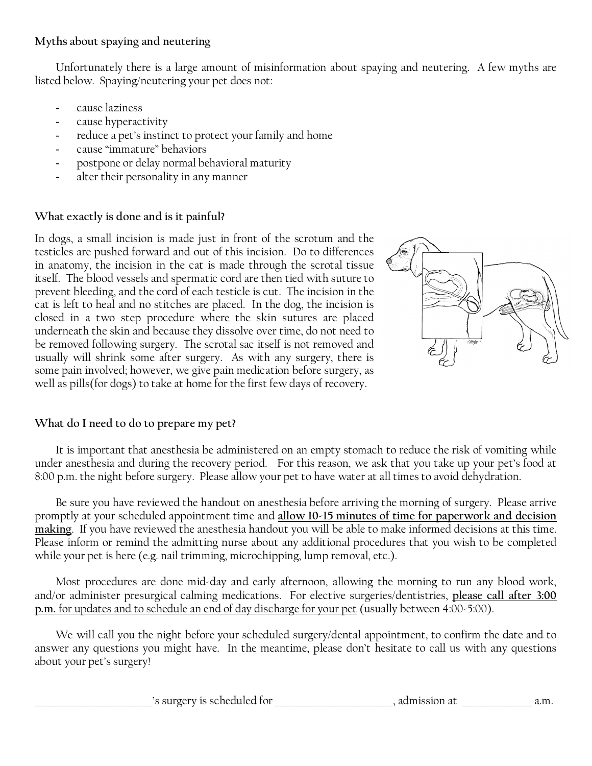### Myths about spaying and neutering

Unfortunately there is a large amount of misinformation about spaying and neutering. A few myths are listed below. Spaying/neutering your pet does not:

- cause laziness
- cause hyperactivity
- reduce a pet's instinct to protect your family and home
- cause "immature" behaviors
- postpone or delay normal behavioral maturity
- alter their personality in any manner

### What exactly is done and is it painful?

In dogs, a small incision is made just in front of the scrotum and the testicles are pushed forward and out of this incision. Do to differences in anatomy, the incision in the cat is made through the scrotal tissue itself. The blood vessels and spermatic cord are then tied with suture to prevent bleeding, and the cord of each testicle is cut. The incision in the cat is left to heal and no stitches are placed. In the dog, the incision is closed in a two step procedure where the skin sutures are placed underneath the skin and because they dissolve over time, do not need to be removed following surgery. The scrotal sac itself is not removed and usually will shrink some after surgery. As with any surgery, there is some pain involved; however, we give pain medication before surgery, as well as pills(for dogs) to take at home for the first few days of recovery.

### What do I need to do to prepare my pet?

It is important that anesthesia be administered on an empty stomach to reduce the risk of vomiting while under anesthesia and during the recovery period. For this reason, we ask that you take up your pet's food at 8:00 p.m. the night before surgery. Please allow your pet to have water at all times to avoid dehydration.

Be sure you have reviewed the handout on anesthesia before arriving the morning of surgery. Please arrive promptly at your scheduled appointment time and **allow 10-15 minutes of time for paperwork and decision making**. If you have reviewed the anesthesia handout you will be able to make informed decisions at this time. Please inform or remind the admitting nurse about any additional procedures that you wish to be completed while your pet is here (e.g. nail trimming, microchipping, lump removal, etc.).

Most procedures are done mid-day and early afternoon, allowing the morning to run any blood work, and/or administer presurgical calming medications. For elective surgeries/dentistries, **please call after 3:00 p.m.** for updates and to schedule an end of day discharge for your pet (usually between 4:00-5:00).

We will call you the night before your scheduled surgery/dental appointment, to confirm the date and to answer any questions you might have. In the meantime, please don't hesitate to call us with any questions about your pet's surgery!

______________________'s surgery is scheduled for ______________________, admission at _____________ a.m.